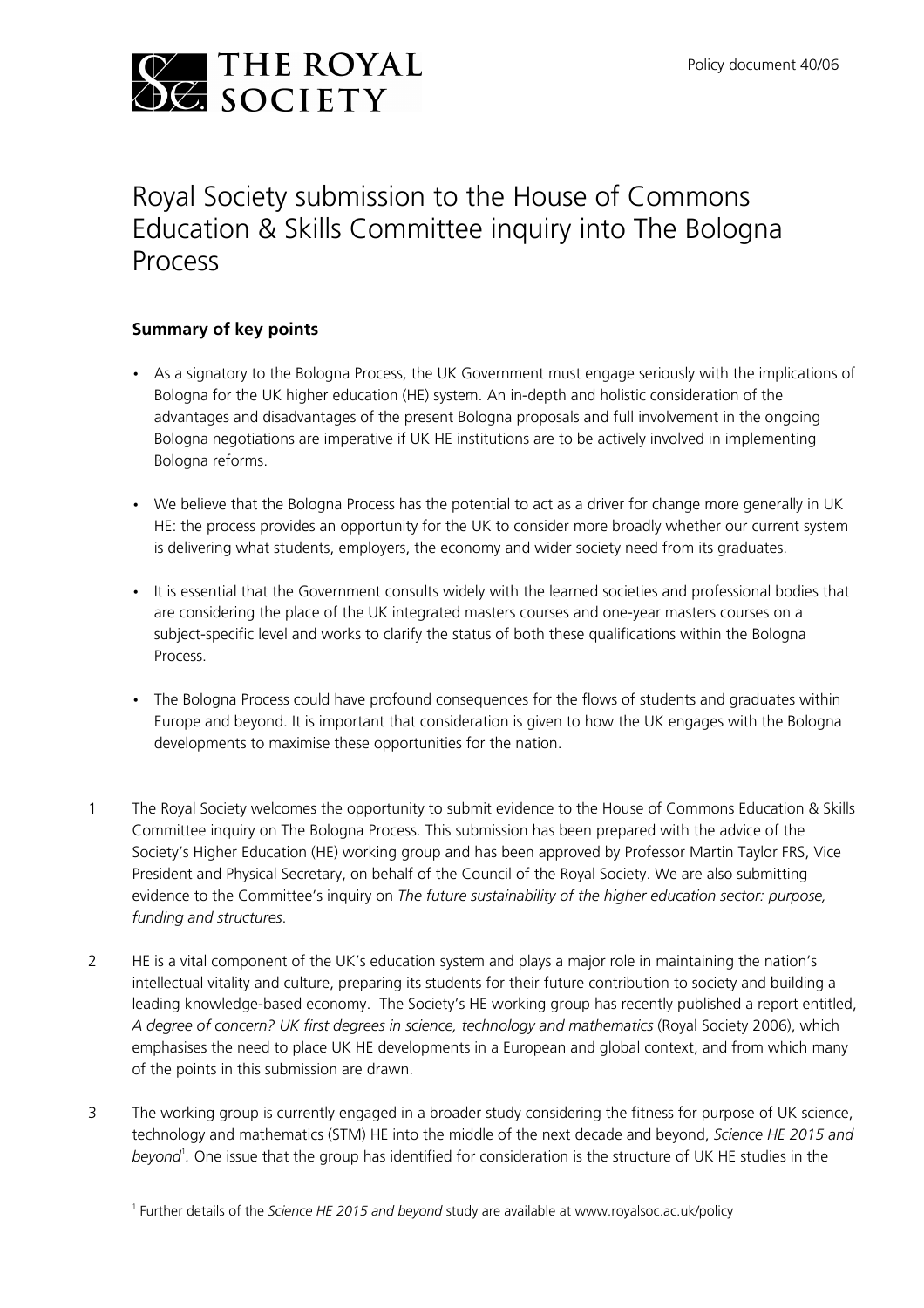THE ROYAL SOCIETY

Policy document 40/06

# Royal Society submission to the House of Commons Education & Skills Committee inquiry into The Bologna Process

## Summary of key points

- As a signatory to the Bologna Process, the UK Government must engage seriously with the implications of Bologna for the UK higher education (HE) system. An in-depth and holistic consideration of the advantages and disadvantages of the present Bologna proposals and full involvement in the ongoing Bologna negotiations are imperative if UK HE institutions are to be actively involved in implementing Bologna reforms.
- We believe that the Bologna Process has the potential to act as a driver for change more generally in UK HE: the process provides an opportunity for the UK to consider more broadly whether our current system is delivering what students, employers, the economy and wider society need from its graduates.
- It is essential that the Government consults widely with the learned societies and professional bodies that are considering the place of the UK integrated masters courses and one-year masters courses on a subject-specific level and works to clarify the status of both these qualifications within the Bologna Process.
- The Bologna Process could have profound consequences for the flows of students and graduates within Europe and beyond. It is important that consideration is given to how the UK engages with the Bologna developments to maximise these opportunities for the nation.

1 The Royal Society welcomes the opportunity to submit evidence to the House of Commons Education & Skills Committee inquiry on The Bologna Process. This submission has been prepared with the advice of the Society's Higher Education (HE) working group and has been approved by Professor Martin Taylor FRS, Vice President and Physical Secretary, on behalf of the Council of the Royal Society. We are also submitting evidence to the Committee's inquiry on *The future sustainability of the higher education sector: purpose, funding and structures*.

2 HE is a vital component of the UK's education system and plays a major role in maintaining the nation's intellectual vitality and culture, preparing its students for their future contribution to society and building a leading knowledge-based economy. The Society's HE working group has recently published a report entitled, *A degree of concern? UK first degrees in science, technology and mathematics* (Royal Society 2006), which emphasises the need to place UK HE developments in a European and global context, and from which many of the points in this submission are drawn.

3 The working group is currently engaged in a broader study considering the fitness for purpose of UK science, technology and mathematics (STM) HE into the middle of the next decade and beyond, *Science HE 2015 and beyond*[1]. One issue that the group has identified for consideration is the structure of UK HE studies in the

[1] Further details of the *Science HE 2015 and beyond* study are available at www.royalsoc.ac.uk/policy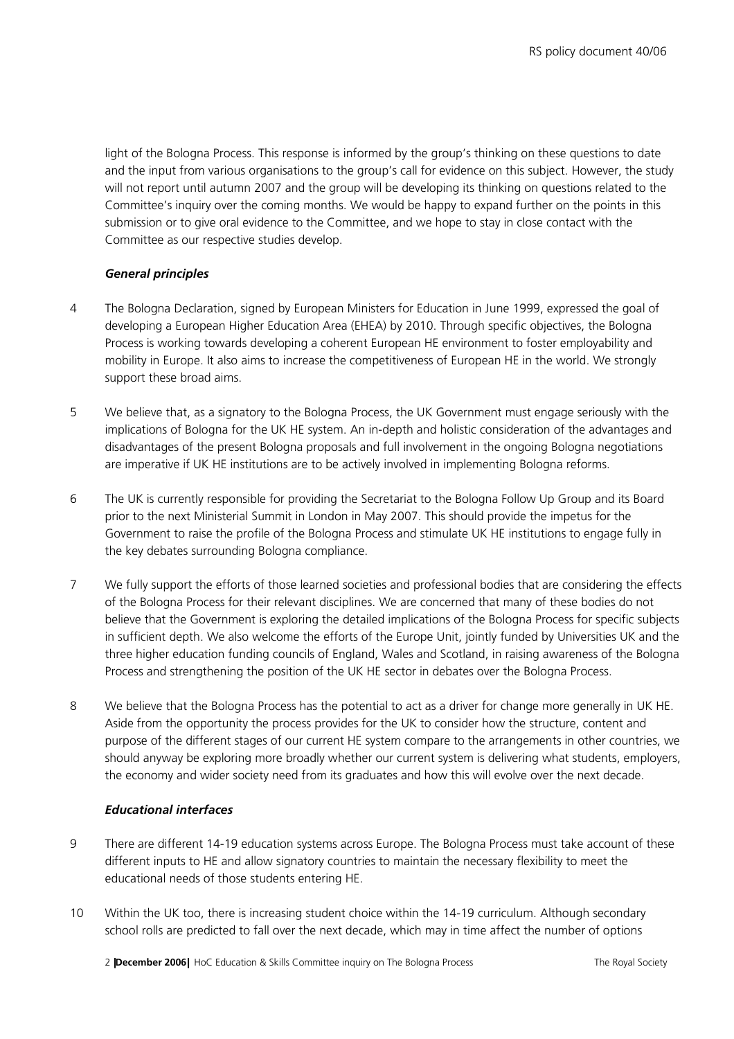light of the Bologna Process. This response is informed by the group's thinking on these questions to date and the input from various organisations to the group's call for evidence on this subject. However, the study will not report until autumn 2007 and the group will be developing its thinking on questions related to the Committee's inquiry over the coming months. We would be happy to expand further on the points in this submission or to give oral evidence to the Committee, and we hope to stay in close contact with the Committee as our respective studies develop.

### *General principles*

4 The Bologna Declaration, signed by European Ministers for Education in June 1999, expressed the goal of developing a European Higher Education Area (EHEA) by 2010. Through specific objectives, the Bologna Process is working towards developing a coherent European HE environment to foster employability and mobility in Europe. It also aims to increase the competitiveness of European HE in the world. We strongly support these broad aims.

5 We believe that, as a signatory to the Bologna Process, the UK Government must engage seriously with the implications of Bologna for the UK HE system. An in-depth and holistic consideration of the advantages and disadvantages of the present Bologna proposals and full involvement in the ongoing Bologna negotiations are imperative if UK HE institutions are to be actively involved in implementing Bologna reforms.

6 The UK is currently responsible for providing the Secretariat to the Bologna Follow Up Group and its Board prior to the next Ministerial Summit in London in May 2007. This should provide the impetus for the Government to raise the profile of the Bologna Process and stimulate UK HE institutions to engage fully in the key debates surrounding Bologna compliance.

7 We fully support the efforts of those learned societies and professional bodies that are considering the effects of the Bologna Process for their relevant disciplines. We are concerned that many of these bodies do not believe that the Government is exploring the detailed implications of the Bologna Process for specific subjects in sufficient depth. We also welcome the efforts of the Europe Unit, jointly funded by Universities UK and the three higher education funding councils of England, Wales and Scotland, in raising awareness of the Bologna Process and strengthening the position of the UK HE sector in debates over the Bologna Process.

8 We believe that the Bologna Process has the potential to act as a driver for change more generally in UK HE. Aside from the opportunity the process provides for the UK to consider how the structure, content and purpose of the different stages of our current HE system compare to the arrangements in other countries, we should anyway be exploring more broadly whether our current system is delivering what students, employers, the economy and wider society need from its graduates and how this will evolve over the next decade.

### *Educational interfaces*

9 There are different 14-19 education systems across Europe. The Bologna Process must take account of these different inputs to HE and allow signatory countries to maintain the necessary flexibility to meet the educational needs of those students entering HE.

10 Within the UK too, there is increasing student choice within the 14-19 curriculum. Although secondary school rolls are predicted to fall over the next decade, which may in time affect the number of options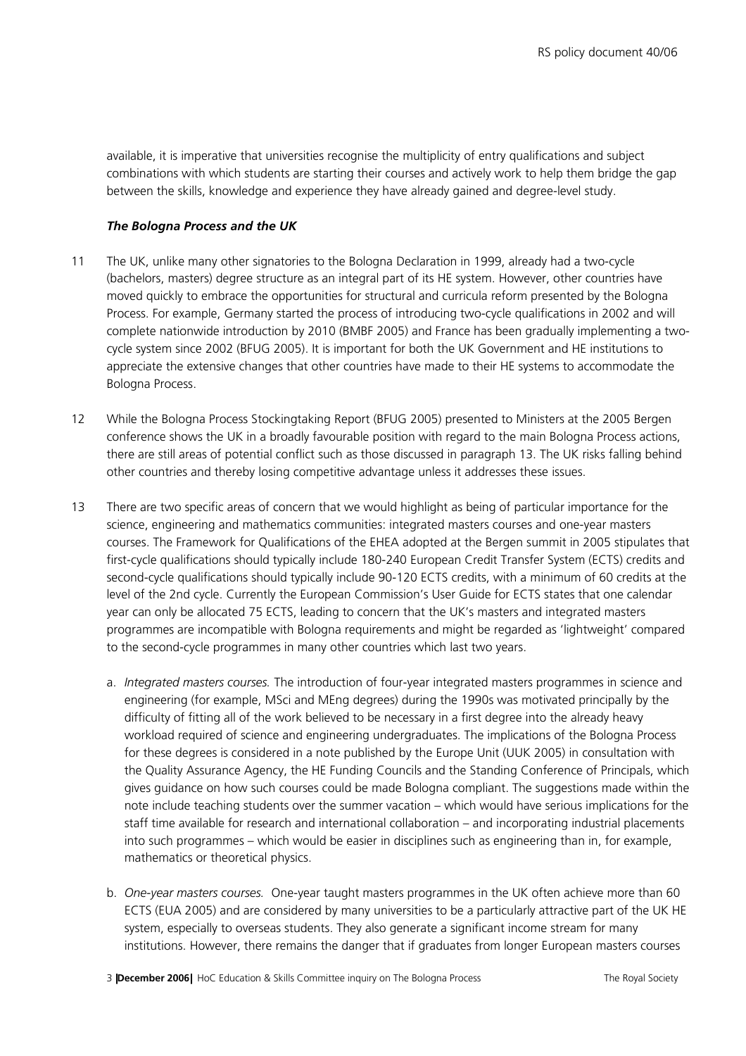available, it is imperative that universities recognise the multiplicity of entry qualifications and subject combinations with which students are starting their courses and actively work to help them bridge the gap between the skills, knowledge and experience they have already gained and degree-level study.

### *The Bologna Process and the UK*

11 The UK, unlike many other signatories to the Bologna Declaration in 1999, already had a two-cycle (bachelors, masters) degree structure as an integral part of its HE system. However, other countries have moved quickly to embrace the opportunities for structural and curricula reform presented by the Bologna Process. For example, Germany started the process of introducing two-cycle qualifications in 2002 and will complete nationwide introduction by 2010 (BMBF 2005) and France has been gradually implementing a two-cycle system since 2002 (BFUG 2005). It is important for both the UK Government and HE institutions to appreciate the extensive changes that other countries have made to their HE systems to accommodate the Bologna Process.

12 While the Bologna Process Stockingtaking Report (BFUG 2005) presented to Ministers at the 2005 Bergen conference shows the UK in a broadly favourable position with regard to the main Bologna Process actions, there are still areas of potential conflict such as those discussed in paragraph 13. The UK risks falling behind other countries and thereby losing competitive advantage unless it addresses these issues.

13 There are two specific areas of concern that we would highlight as being of particular importance for the science, engineering and mathematics communities: integrated masters courses and one-year masters courses. The Framework for Qualifications of the EHEA adopted at the Bergen summit in 2005 stipulates that first-cycle qualifications should typically include 180-240 European Credit Transfer System (ECTS) credits and second-cycle qualifications should typically include 90-120 ECTS credits, with a minimum of 60 credits at the level of the 2nd cycle. Currently the European Commission's User Guide for ECTS states that one calendar year can only be allocated 75 ECTS, leading to concern that the UK's masters and integrated masters programmes are incompatible with Bologna requirements and might be regarded as 'lightweight' compared to the second-cycle programmes in many other countries which last two years.

a. *Integrated masters courses.* The introduction of four-year integrated masters programmes in science and engineering (for example, MSci and MEng degrees) during the 1990s was motivated principally by the difficulty of fitting all of the work believed to be necessary in a first degree into the already heavy workload required of science and engineering undergraduates. The implications of the Bologna Process for these degrees is considered in a note published by the Europe Unit (UUK 2005) in consultation with the Quality Assurance Agency, the HE Funding Councils and the Standing Conference of Principals, which gives guidance on how such courses could be made Bologna compliant. The suggestions made within the note include teaching students over the summer vacation – which would have serious implications for the staff time available for research and international collaboration – and incorporating industrial placements into such programmes – which would be easier in disciplines such as engineering than in, for example, mathematics or theoretical physics.

b. *One-year masters courses.* One-year taught masters programmes in the UK often achieve more than 60 ECTS (EUA 2005) and are considered by many universities to be a particularly attractive part of the UK HE system, especially to overseas students. They also generate a significant income stream for many institutions. However, there remains the danger that if graduates from longer European masters courses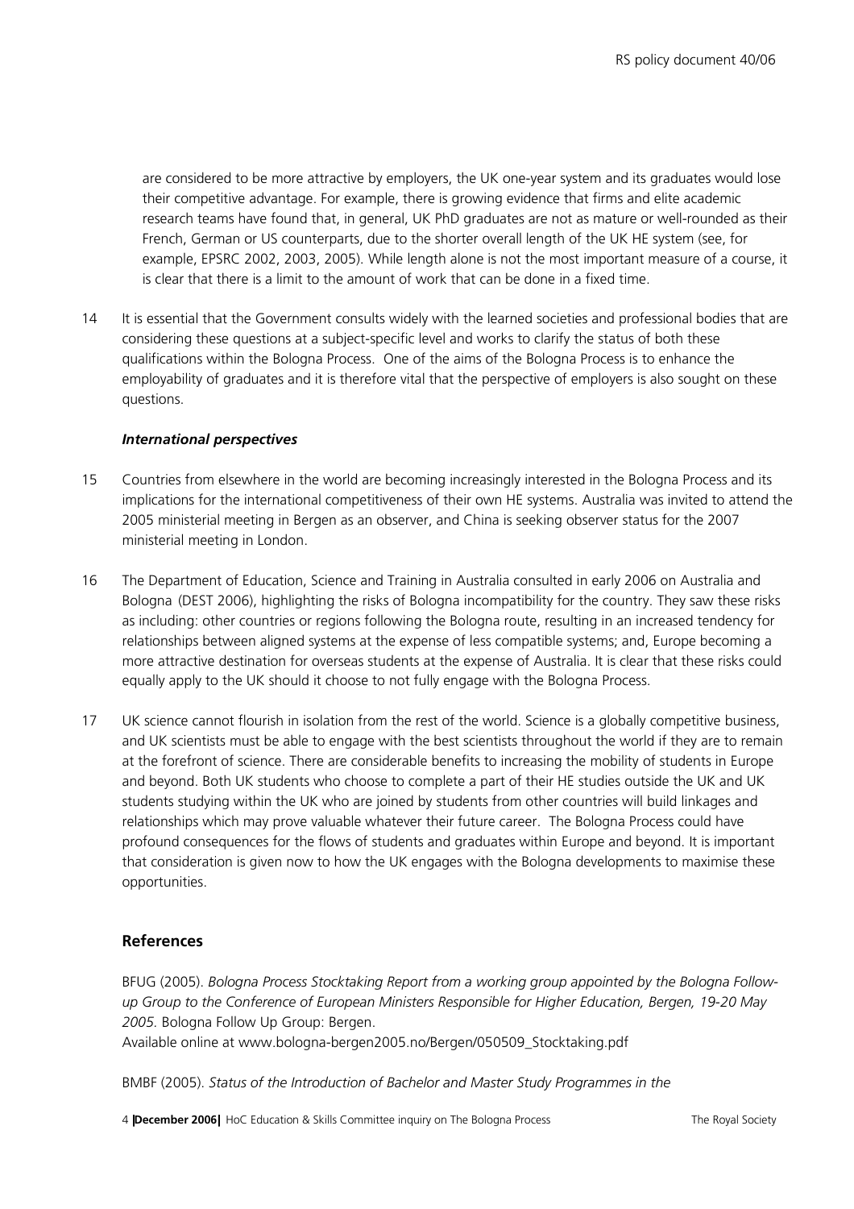are considered to be more attractive by employers, the UK one-year system and its graduates would lose their competitive advantage. For example, there is growing evidence that firms and elite academic research teams have found that, in general, UK PhD graduates are not as mature or well-rounded as their French, German or US counterparts, due to the shorter overall length of the UK HE system (see, for example, EPSRC 2002, 2003, 2005). While length alone is not the most important measure of a course, it is clear that there is a limit to the amount of work that can be done in a fixed time.

14 It is essential that the Government consults widely with the learned societies and professional bodies that are considering these questions at a subject-specific level and works to clarify the status of both these qualifications within the Bologna Process. One of the aims of the Bologna Process is to enhance the employability of graduates and it is therefore vital that the perspective of employers is also sought on these questions.

***International perspectives***

15 Countries from elsewhere in the world are becoming increasingly interested in the Bologna Process and its implications for the international competitiveness of their own HE systems. Australia was invited to attend the 2005 ministerial meeting in Bergen as an observer, and China is seeking observer status for the 2007 ministerial meeting in London.

16 The Department of Education, Science and Training in Australia consulted in early 2006 on Australia and Bologna (DEST 2006), highlighting the risks of Bologna incompatibility for the country. They saw these risks as including: other countries or regions following the Bologna route, resulting in an increased tendency for relationships between aligned systems at the expense of less compatible systems; and, Europe becoming a more attractive destination for overseas students at the expense of Australia. It is clear that these risks could equally apply to the UK should it choose to not fully engage with the Bologna Process.

17 UK science cannot flourish in isolation from the rest of the world. Science is a globally competitive business, and UK scientists must be able to engage with the best scientists throughout the world if they are to remain at the forefront of science. There are considerable benefits to increasing the mobility of students in Europe and beyond. Both UK students who choose to complete a part of their HE studies outside the UK and UK students studying within the UK who are joined by students from other countries will build linkages and relationships which may prove valuable whatever their future career. The Bologna Process could have profound consequences for the flows of students and graduates within Europe and beyond. It is important that consideration is given now to how the UK engages with the Bologna developments to maximise these opportunities.

## References

BFUG (2005). *Bologna Process Stocktaking Report from a working group appointed by the Bologna Follow-up Group to the Conference of European Ministers Responsible for Higher Education, Bergen, 19-20 May 2005*. Bologna Follow Up Group: Bergen.
Available online at www.bologna-bergen2005.no/Bergen/050509_Stocktaking.pdf

BMBF (2005). *Status of the Introduction of Bachelor and Master Study Programmes in the*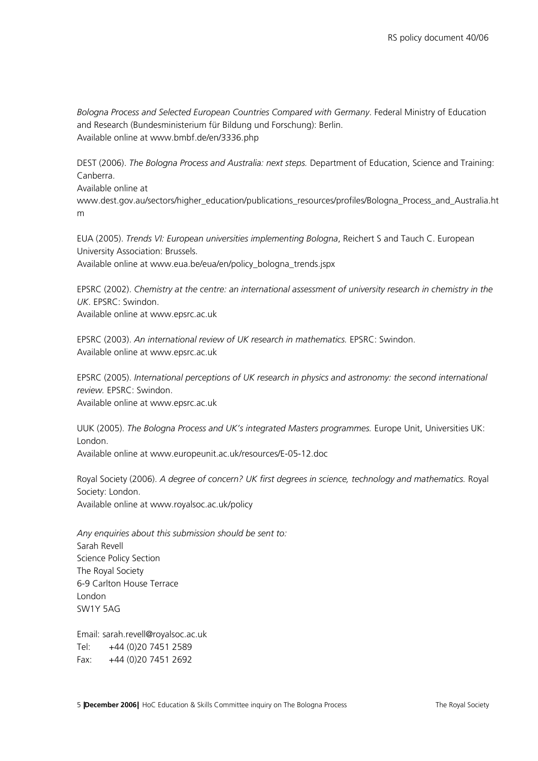*Bologna Process and Selected European Countries Compared with Germany*. Federal Ministry of Education and Research (Bundesministerium für Bildung und Forschung): Berlin.
Available online at www.bmbf.de/en/3336.php

DEST (2006). *The Bologna Process and Australia: next steps.* Department of Education, Science and Training: Canberra.
Available online at
www.dest.gov.au/sectors/higher_education/publications_resources/profiles/Bologna_Process_and_Australia.htm

EUA (2005). *Trends VI: European universities implementing Bologna*, Reichert S and Tauch C. European University Association: Brussels.
Available online at www.eua.be/eua/en/policy_bologna_trends.jspx

EPSRC (2002). *Chemistry at the centre: an international assessment of university research in chemistry in the UK*. EPSRC: Swindon.
Available online at www.epsrc.ac.uk

EPSRC (2003). *An international review of UK research in mathematics.* EPSRC: Swindon.
Available online at www.epsrc.ac.uk

EPSRC (2005). *International perceptions of UK research in physics and astronomy: the second international review*. EPSRC: Swindon.
Available online at www.epsrc.ac.uk

UUK (2005). *The Bologna Process and UK's integrated Masters programmes.* Europe Unit, Universities UK: London.
Available online at www.europeunit.ac.uk/resources/E-05-12.doc

Royal Society (2006). *A degree of concern? UK first degrees in science, technology and mathematics.* Royal Society: London.
Available online at www.royalsoc.ac.uk/policy

*Any enquiries about this submission should be sent to:*
Sarah Revell
Science Policy Section
The Royal Society
6-9 Carlton House Terrace
London
SW1Y 5AG

Email: sarah.revell@royalsoc.ac.uk
Tel: +44 (0)20 7451 2589
Fax: +44 (0)20 7451 2692